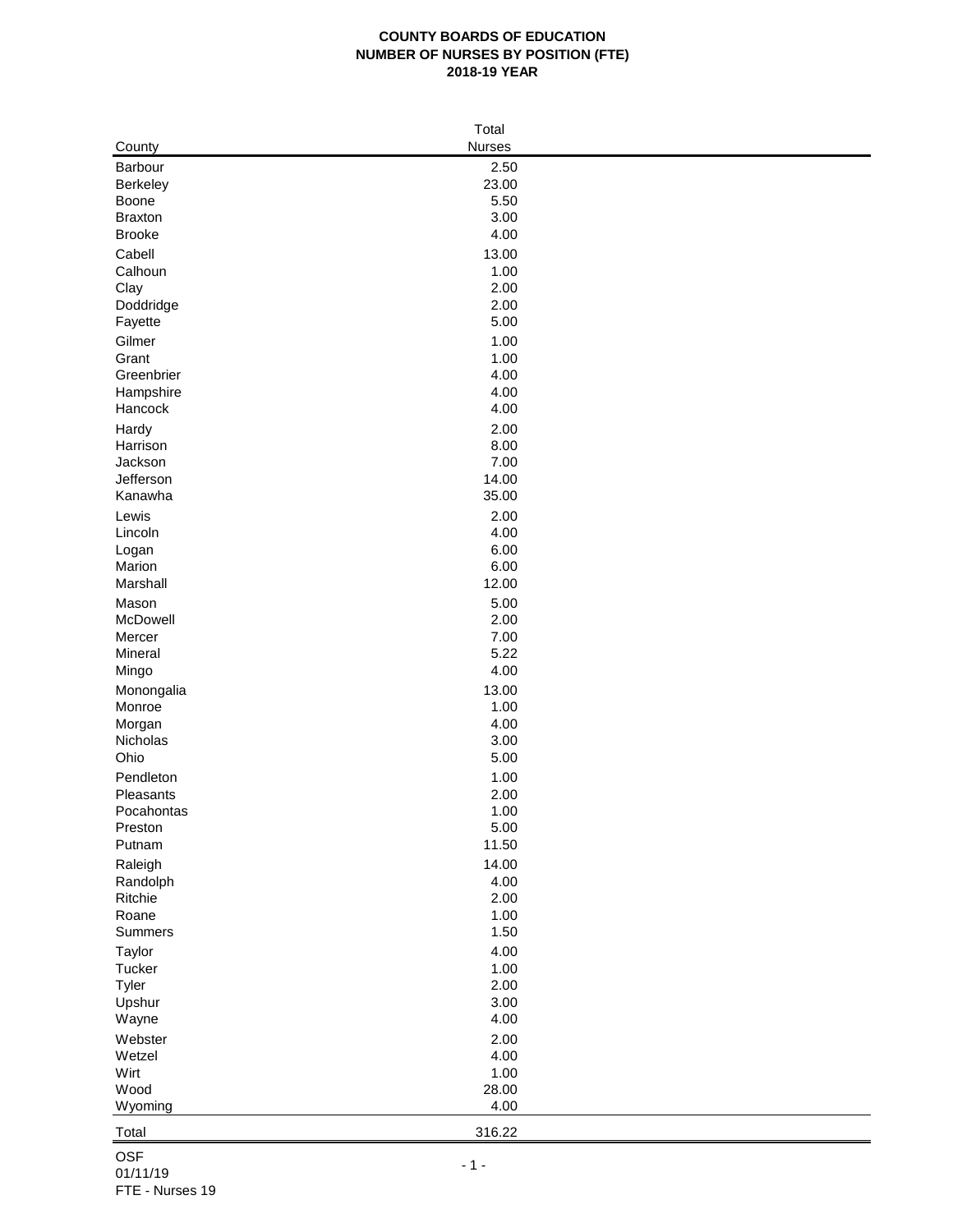**COUNTY BOARDS OF EDUCATION**
**NUMBER OF NURSES BY POSITION (FTE)**
**2018-19 YEAR**

| County | Total Nurses |
|---|---|
| Barbour | 2.50 |
| Berkeley | 23.00 |
| Boone | 5.50 |
| Braxton | 3.00 |
| Brooke | 4.00 |
| Cabell | 13.00 |
| Calhoun | 1.00 |
| Clay | 2.00 |
| Doddridge | 2.00 |
| Fayette | 5.00 |
| Gilmer | 1.00 |
| Grant | 1.00 |
| Greenbrier | 4.00 |
| Hampshire | 4.00 |
| Hancock | 4.00 |
| Hardy | 2.00 |
| Harrison | 8.00 |
| Jackson | 7.00 |
| Jefferson | 14.00 |
| Kanawha | 35.00 |
| Lewis | 2.00 |
| Lincoln | 4.00 |
| Logan | 6.00 |
| Marion | 6.00 |
| Marshall | 12.00 |
| Mason | 5.00 |
| McDowell | 2.00 |
| Mercer | 7.00 |
| Mineral | 5.22 |
| Mingo | 4.00 |
| Monongalia | 13.00 |
| Monroe | 1.00 |
| Morgan | 4.00 |
| Nicholas | 3.00 |
| Ohio | 5.00 |
| Pendleton | 1.00 |
| Pleasants | 2.00 |
| Pocahontas | 1.00 |
| Preston | 5.00 |
| Putnam | 11.50 |
| Raleigh | 14.00 |
| Randolph | 4.00 |
| Ritchie | 2.00 |
| Roane | 1.00 |
| Summers | 1.50 |
| Taylor | 4.00 |
| Tucker | 1.00 |
| Tyler | 2.00 |
| Upshur | 3.00 |
| Wayne | 4.00 |
| Webster | 2.00 |
| Wetzel | 4.00 |
| Wirt | 1.00 |
| Wood | 28.00 |
| Wyoming | 4.00 |
| Total | 316.22 |

OSF
01/11/19
FTE - Nurses 19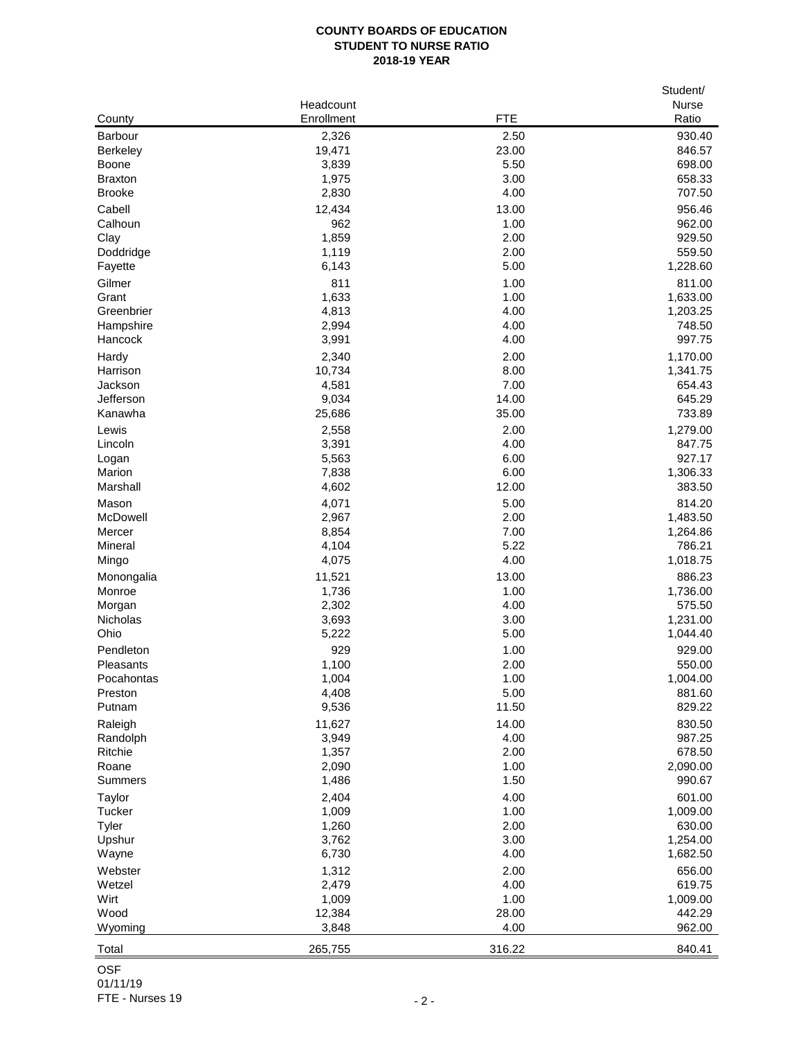**COUNTY BOARDS OF EDUCATION**
**STUDENT TO NURSE RATIO**
**2018-19 YEAR**

| County | Headcount Enrollment | FTE | Student/ Nurse Ratio |
|---|---|---|---|
| Barbour | 2,326 | 2.50 | 930.40 |
| Berkeley | 19,471 | 23.00 | 846.57 |
| Boone | 3,839 | 5.50 | 698.00 |
| Braxton | 1,975 | 3.00 | 658.33 |
| Brooke | 2,830 | 4.00 | 707.50 |
| Cabell | 12,434 | 13.00 | 956.46 |
| Calhoun | 962 | 1.00 | 962.00 |
| Clay | 1,859 | 2.00 | 929.50 |
| Doddridge | 1,119 | 2.00 | 559.50 |
| Fayette | 6,143 | 5.00 | 1,228.60 |
| Gilmer | 811 | 1.00 | 811.00 |
| Grant | 1,633 | 1.00 | 1,633.00 |
| Greenbrier | 4,813 | 4.00 | 1,203.25 |
| Hampshire | 2,994 | 4.00 | 748.50 |
| Hancock | 3,991 | 4.00 | 997.75 |
| Hardy | 2,340 | 2.00 | 1,170.00 |
| Harrison | 10,734 | 8.00 | 1,341.75 |
| Jackson | 4,581 | 7.00 | 654.43 |
| Jefferson | 9,034 | 14.00 | 645.29 |
| Kanawha | 25,686 | 35.00 | 733.89 |
| Lewis | 2,558 | 2.00 | 1,279.00 |
| Lincoln | 3,391 | 4.00 | 847.75 |
| Logan | 5,563 | 6.00 | 927.17 |
| Marion | 7,838 | 6.00 | 1,306.33 |
| Marshall | 4,602 | 12.00 | 383.50 |
| Mason | 4,071 | 5.00 | 814.20 |
| McDowell | 2,967 | 2.00 | 1,483.50 |
| Mercer | 8,854 | 7.00 | 1,264.86 |
| Mineral | 4,104 | 5.22 | 786.21 |
| Mingo | 4,075 | 4.00 | 1,018.75 |
| Monongalia | 11,521 | 13.00 | 886.23 |
| Monroe | 1,736 | 1.00 | 1,736.00 |
| Morgan | 2,302 | 4.00 | 575.50 |
| Nicholas | 3,693 | 3.00 | 1,231.00 |
| Ohio | 5,222 | 5.00 | 1,044.40 |
| Pendleton | 929 | 1.00 | 929.00 |
| Pleasants | 1,100 | 2.00 | 550.00 |
| Pocahontas | 1,004 | 1.00 | 1,004.00 |
| Preston | 4,408 | 5.00 | 881.60 |
| Putnam | 9,536 | 11.50 | 829.22 |
| Raleigh | 11,627 | 14.00 | 830.50 |
| Randolph | 3,949 | 4.00 | 987.25 |
| Ritchie | 1,357 | 2.00 | 678.50 |
| Roane | 2,090 | 1.00 | 2,090.00 |
| Summers | 1,486 | 1.50 | 990.67 |
| Taylor | 2,404 | 4.00 | 601.00 |
| Tucker | 1,009 | 1.00 | 1,009.00 |
| Tyler | 1,260 | 2.00 | 630.00 |
| Upshur | 3,762 | 3.00 | 1,254.00 |
| Wayne | 6,730 | 4.00 | 1,682.50 |
| Webster | 1,312 | 2.00 | 656.00 |
| Wetzel | 2,479 | 4.00 | 619.75 |
| Wirt | 1,009 | 1.00 | 1,009.00 |
| Wood | 12,384 | 28.00 | 442.29 |
| Wyoming | 3,848 | 4.00 | 962.00 |
| Total | 265,755 | 316.22 | 840.41 |

OSF
01/11/19
FTE - Nurses 19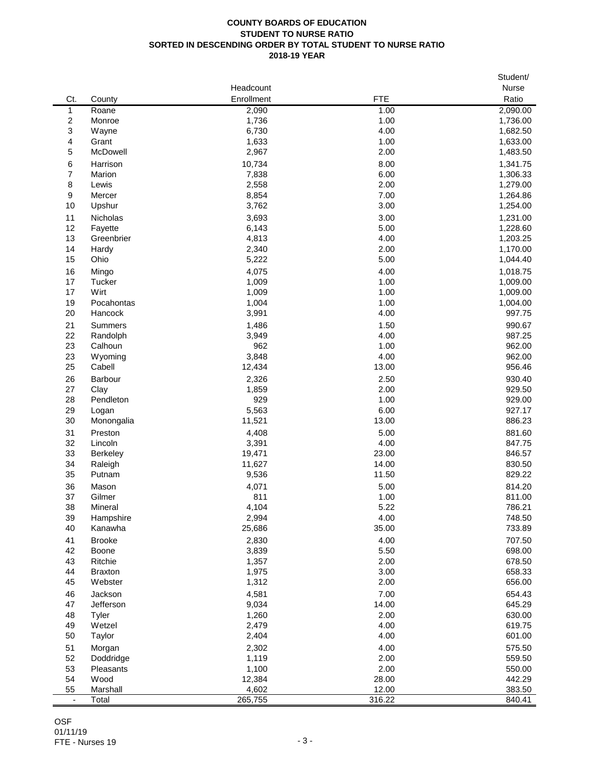**COUNTY BOARDS OF EDUCATION**
**STUDENT TO NURSE RATIO**
**SORTED IN DESCENDING ORDER BY TOTAL STUDENT TO NURSE RATIO**
**2018-19 YEAR**

| Ct. | County | Headcount Enrollment | FTE | Student/ Nurse Ratio |
|---|---|---|---|---|
| 1 | Roane | 2,090 | 1.00 | 2,090.00 |
| 2 | Monroe | 1,736 | 1.00 | 1,736.00 |
| 3 | Wayne | 6,730 | 4.00 | 1,682.50 |
| 4 | Grant | 1,633 | 1.00 | 1,633.00 |
| 5 | McDowell | 2,967 | 2.00 | 1,483.50 |
| 6 | Harrison | 10,734 | 8.00 | 1,341.75 |
| 7 | Marion | 7,838 | 6.00 | 1,306.33 |
| 8 | Lewis | 2,558 | 2.00 | 1,279.00 |
| 9 | Mercer | 8,854 | 7.00 | 1,264.86 |
| 10 | Upshur | 3,762 | 3.00 | 1,254.00 |
| 11 | Nicholas | 3,693 | 3.00 | 1,231.00 |
| 12 | Fayette | 6,143 | 5.00 | 1,228.60 |
| 13 | Greenbrier | 4,813 | 4.00 | 1,203.25 |
| 14 | Hardy | 2,340 | 2.00 | 1,170.00 |
| 15 | Ohio | 5,222 | 5.00 | 1,044.40 |
| 16 | Mingo | 4,075 | 4.00 | 1,018.75 |
| 17 | Tucker | 1,009 | 1.00 | 1,009.00 |
| 17 | Wirt | 1,009 | 1.00 | 1,009.00 |
| 19 | Pocahontas | 1,004 | 1.00 | 1,004.00 |
| 20 | Hancock | 3,991 | 4.00 | 997.75 |
| 21 | Summers | 1,486 | 1.50 | 990.67 |
| 22 | Randolph | 3,949 | 4.00 | 987.25 |
| 23 | Calhoun | 962 | 1.00 | 962.00 |
| 23 | Wyoming | 3,848 | 4.00 | 962.00 |
| 25 | Cabell | 12,434 | 13.00 | 956.46 |
| 26 | Barbour | 2,326 | 2.50 | 930.40 |
| 27 | Clay | 1,859 | 2.00 | 929.50 |
| 28 | Pendleton | 929 | 1.00 | 929.00 |
| 29 | Logan | 5,563 | 6.00 | 927.17 |
| 30 | Monongalia | 11,521 | 13.00 | 886.23 |
| 31 | Preston | 4,408 | 5.00 | 881.60 |
| 32 | Lincoln | 3,391 | 4.00 | 847.75 |
| 33 | Berkeley | 19,471 | 23.00 | 846.57 |
| 34 | Raleigh | 11,627 | 14.00 | 830.50 |
| 35 | Putnam | 9,536 | 11.50 | 829.22 |
| 36 | Mason | 4,071 | 5.00 | 814.20 |
| 37 | Gilmer | 811 | 1.00 | 811.00 |
| 38 | Mineral | 4,104 | 5.22 | 786.21 |
| 39 | Hampshire | 2,994 | 4.00 | 748.50 |
| 40 | Kanawha | 25,686 | 35.00 | 733.89 |
| 41 | Brooke | 2,830 | 4.00 | 707.50 |
| 42 | Boone | 3,839 | 5.50 | 698.00 |
| 43 | Ritchie | 1,357 | 2.00 | 678.50 |
| 44 | Braxton | 1,975 | 3.00 | 658.33 |
| 45 | Webster | 1,312 | 2.00 | 656.00 |
| 46 | Jackson | 4,581 | 7.00 | 654.43 |
| 47 | Jefferson | 9,034 | 14.00 | 645.29 |
| 48 | Tyler | 1,260 | 2.00 | 630.00 |
| 49 | Wetzel | 2,479 | 4.00 | 619.75 |
| 50 | Taylor | 2,404 | 4.00 | 601.00 |
| 51 | Morgan | 2,302 | 4.00 | 575.50 |
| 52 | Doddridge | 1,119 | 2.00 | 559.50 |
| 53 | Pleasants | 1,100 | 2.00 | 550.00 |
| 54 | Wood | 12,384 | 28.00 | 442.29 |
| 55 | Marshall | 4,602 | 12.00 | 383.50 |
| - | Total | 265,755 | 316.22 | 840.41 |

OSF
01/11/19
FTE - Nurses 19